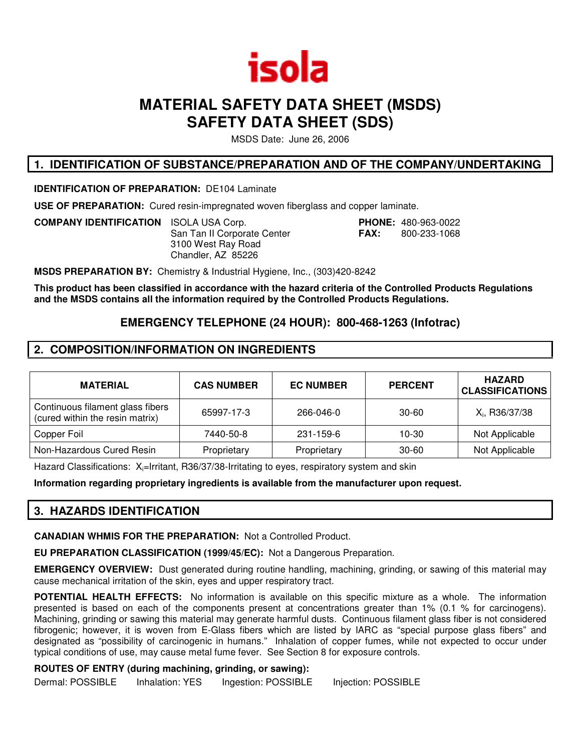isola

# MATERIAL SAFETY DATA SHEET (MSDS)
# SAFETY DATA SHEET (SDS)

MSDS Date: June 26, 2006

## 1. IDENTIFICATION OF SUBSTANCE/PREPARATION AND OF THE COMPANY/UNDERTAKING

**IDENTIFICATION OF PREPARATION:** DE104 Laminate

**USE OF PREPARATION:** Cured resin-impregnated woven fiberglass and copper laminate.

**COMPANY IDENTIFICATION** ISOLA USA Corp.
San Tan II Corporate Center
3100 West Ray Road
Chandler, AZ 85226

**PHONE:** 480-963-0022
**FAX:** 800-233-1068

**MSDS PREPARATION BY:** Chemistry & Industrial Hygiene, Inc., (303)420-8242

**This product has been classified in accordance with the hazard criteria of the Controlled Products Regulations and the MSDS contains all the information required by the Controlled Products Regulations.**

**EMERGENCY TELEPHONE (24 HOUR): 800-468-1263 (Infotrac)**

## 2. COMPOSITION/INFORMATION ON INGREDIENTS

| MATERIAL | CAS NUMBER | EC NUMBER | PERCENT | HAZARD CLASSIFICATIONS |
|---|---|---|---|---|
| Continuous filament glass fibers (cured within the resin matrix) | 65997-17-3 | 266-046-0 | 30-60 | $X_i$, R36/37/38 |
| Copper Foil | 7440-50-8 | 231-159-6 | 10-30 | Not Applicable |
| Non-Hazardous Cured Resin | Proprietary | Proprietary | 30-60 | Not Applicable |

Hazard Classifications: $X_i$=Irritant, R36/37/38-Irritating to eyes, respiratory system and skin

**Information regarding proprietary ingredients is available from the manufacturer upon request.**

## 3. HAZARDS IDENTIFICATION

**CANADIAN WHMIS FOR THE PREPARATION:** Not a Controlled Product.

**EU PREPARATION CLASSIFICATION (1999/45/EC):** Not a Dangerous Preparation.

**EMERGENCY OVERVIEW:** Dust generated during routine handling, machining, grinding, or sawing of this material may cause mechanical irritation of the skin, eyes and upper respiratory tract.

**POTENTIAL HEALTH EFFECTS:** No information is available on this specific mixture as a whole. The information presented is based on each of the components present at concentrations greater than 1% (0.1 % for carcinogens). Machining, grinding or sawing this material may generate harmful dusts. Continuous filament glass fiber is not considered fibrogenic; however, it is woven from E-Glass fibers which are listed by IARC as "special purpose glass fibers" and designated as "possibility of carcinogenic in humans." Inhalation of copper fumes, while not expected to occur under typical conditions of use, may cause metal fume fever. See Section 8 for exposure controls.

**ROUTES OF ENTRY (during machining, grinding, or sawing):**

Dermal: POSSIBLE Inhalation: YES Ingestion: POSSIBLE Injection: POSSIBLE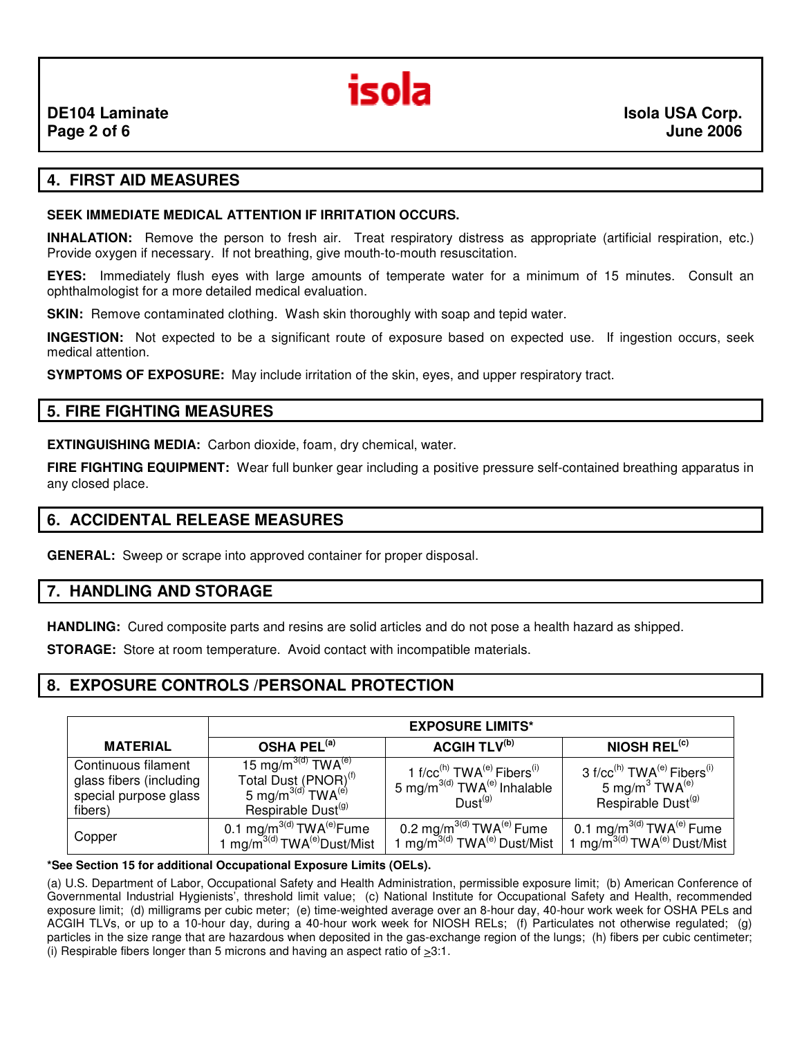## 4. FIRST AID MEASURES

**SEEK IMMEDIATE MEDICAL ATTENTION IF IRRITATION OCCURS.**

**INHALATION:** Remove the person to fresh air. Treat respiratory distress as appropriate (artificial respiration, etc.) Provide oxygen if necessary. If not breathing, give mouth-to-mouth resuscitation.

**EYES:** Immediately flush eyes with large amounts of temperate water for a minimum of 15 minutes. Consult an ophthalmologist for a more detailed medical evaluation.

**SKIN:** Remove contaminated clothing. Wash skin thoroughly with soap and tepid water.

**INGESTION:** Not expected to be a significant route of exposure based on expected use. If ingestion occurs, seek medical attention.

**SYMPTOMS OF EXPOSURE:** May include irritation of the skin, eyes, and upper respiratory tract.

## 5. FIRE FIGHTING MEASURES

**EXTINGUISHING MEDIA:** Carbon dioxide, foam, dry chemical, water.

**FIRE FIGHTING EQUIPMENT:** Wear full bunker gear including a positive pressure self-contained breathing apparatus in any closed place.

## 6. ACCIDENTAL RELEASE MEASURES

**GENERAL:** Sweep or scrape into approved container for proper disposal.

## 7. HANDLING AND STORAGE

**HANDLING:** Cured composite parts and resins are solid articles and do not pose a health hazard as shipped.

**STORAGE:** Store at room temperature. Avoid contact with incompatible materials.

## 8. EXPOSURE CONTROLS /PERSONAL PROTECTION

| MATERIAL | EXPOSURE LIMITS* | | |
|---|---|---|---|
| | **OSHA PEL[(a)]** | **ACGIH TLV[(b)]** | **NIOSH REL[(c)]** |
| Continuous filament glass fibers (including special purpose glass fibers) | 15 $mg/m^3$[(d)] TWA[(e)] Total Dust (PNOR)[(f)] 5 $mg/m^3$[(d)] TWA[(e)] Respirable Dust[(g)] | 1 f/cc[(h)] TWA[(e)] Fibers[(i)] 5 $mg/m^3$[(d)] TWA[(e)] Inhalable Dust[(g)] | 3 f/cc[(h)] TWA[(e)] Fibers[(i)] 5 $mg/m^3$ TWA[(e)] Respirable Dust[(g)] |
| Copper | 0.1 $mg/m^3$[(d)] TWA[(e)] Fume 1 $mg/m^3$[(d)] TWA[(e)] Dust/Mist | 0.2 $mg/m^3$[(d)] TWA[(e)] Fume 1 $mg/m^3$[(d)] TWA[(e)] Dust/Mist | 0.1 $mg/m^3$[(d)] TWA[(e)] Fume 1 $mg/m^3$[(d)] TWA[(e)] Dust/Mist |

***See Section 15 for additional Occupational Exposure Limits (OELs).**

(a) U.S. Department of Labor, Occupational Safety and Health Administration, permissible exposure limit; (b) American Conference of Governmental Industrial Hygienists', threshold limit value; (c) National Institute for Occupational Safety and Health, recommended exposure limit; (d) milligrams per cubic meter; (e) time-weighted average over an 8-hour day, 40-hour work week for OSHA PELs and ACGIH TLVs, or up to a 10-hour day, during a 40-hour work week for NIOSH RELs; (f) Particulates not otherwise regulated; (g) particles in the size range that are hazardous when deposited in the gas-exchange region of the lungs; (h) fibers per cubic centimeter; (i) Respirable fibers longer than 5 microns and having an aspect ratio of $\geq$3:1.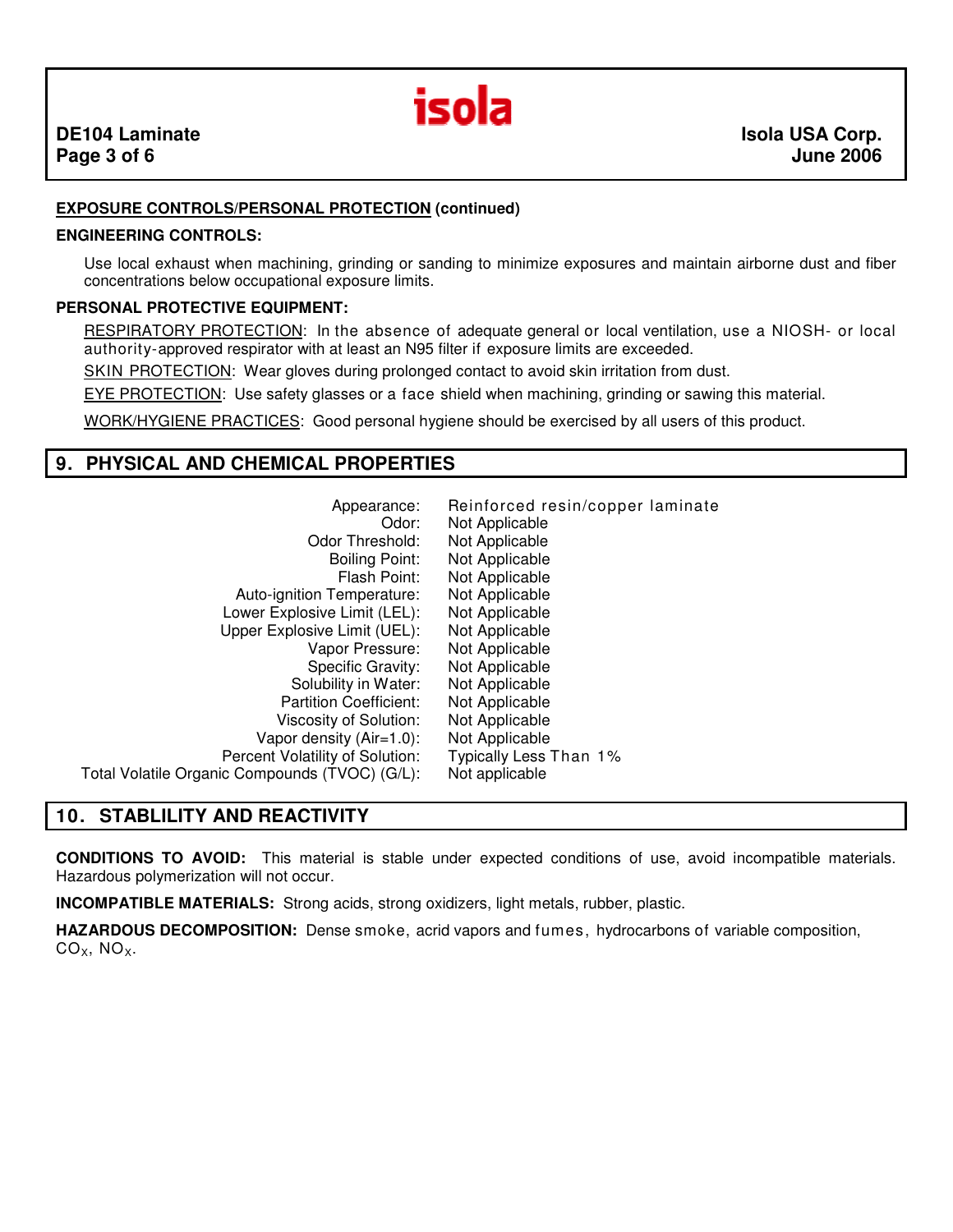**EXPOSURE CONTROLS/PERSONAL PROTECTION (continued)**

**ENGINEERING CONTROLS:**

Use local exhaust when machining, grinding or sanding to minimize exposures and maintain airborne dust and fiber concentrations below occupational exposure limits.

**PERSONAL PROTECTIVE EQUIPMENT:**

RESPIRATORY PROTECTION: In the absence of adequate general or local ventilation, use a NIOSH- or local authority-approved respirator with at least an N95 filter if exposure limits are exceeded.

SKIN PROTECTION: Wear gloves during prolonged contact to avoid skin irritation from dust.

EYE PROTECTION: Use safety glasses or a face shield when machining, grinding or sawing this material.

WORK/HYGIENE PRACTICES: Good personal hygiene should be exercised by all users of this product.

## 9. PHYSICAL AND CHEMICAL PROPERTIES

| Property | Value |
|---|---|
| Appearance: | Reinforced resin/copper laminate |
| Odor: | Not Applicable |
| Odor Threshold: | Not Applicable |
| Boiling Point: | Not Applicable |
| Flash Point: | Not Applicable |
| Auto-ignition Temperature: | Not Applicable |
| Lower Explosive Limit (LEL): | Not Applicable |
| Upper Explosive Limit (UEL): | Not Applicable |
| Vapor Pressure: | Not Applicable |
| Specific Gravity: | Not Applicable |
| Solubility in Water: | Not Applicable |
| Partition Coefficient: | Not Applicable |
| Viscosity of Solution: | Not Applicable |
| Vapor density (Air=1.0): | Not Applicable |
| Percent Volatility of Solution: | Typically Less Than 1% |
| Total Volatile Organic Compounds (TVOC) (G/L): | Not applicable |

## 10. STABLILITY AND REACTIVITY

**CONDITIONS TO AVOID:** This material is stable under expected conditions of use, avoid incompatible materials. Hazardous polymerization will not occur.

**INCOMPATIBLE MATERIALS:** Strong acids, strong oxidizers, light metals, rubber, plastic.

**HAZARDOUS DECOMPOSITION:** Dense smoke, acrid vapors and fumes, hydrocarbons of variable composition, $CO_X$, $NO_X$.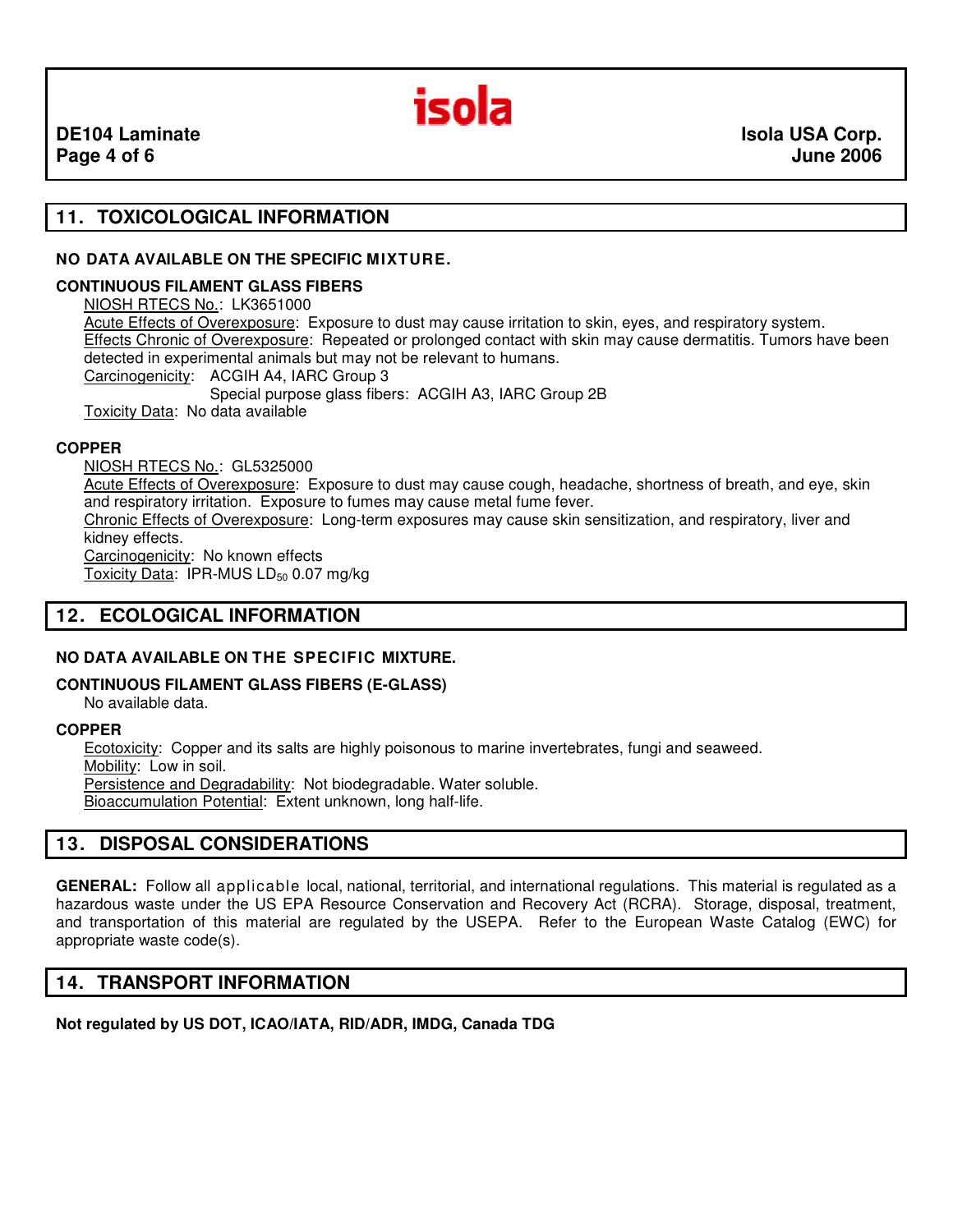## 11. TOXICOLOGICAL INFORMATION

**NO DATA AVAILABLE ON THE SPECIFIC MIXTURE.**

**CONTINUOUS FILAMENT GLASS FIBERS**

NIOSH RTECS No.: LK3651000
Acute Effects of Overexposure: Exposure to dust may cause irritation to skin, eyes, and respiratory system.
Effects Chronic of Overexposure: Repeated or prolonged contact with skin may cause dermatitis. Tumors have been detected in experimental animals but may not be relevant to humans.
Carcinogenicity: ACGIH A4, IARC Group 3
Special purpose glass fibers: ACGIH A3, IARC Group 2B
Toxicity Data: No data available

**COPPER**

NIOSH RTECS No.: GL5325000
Acute Effects of Overexposure: Exposure to dust may cause cough, headache, shortness of breath, and eye, skin and respiratory irritation. Exposure to fumes may cause metal fume fever.
Chronic Effects of Overexposure: Long-term exposures may cause skin sensitization, and respiratory, liver and kidney effects.
Carcinogenicity: No known effects
Toxicity Data: IPR-MUS $LD_{50}$ 0.07 mg/kg

## 12. ECOLOGICAL INFORMATION

**NO DATA AVAILABLE ON THE SPECIFIC MIXTURE.**

**CONTINUOUS FILAMENT GLASS FIBERS (E-GLASS)**

No available data.

**COPPER**

Ecotoxicity: Copper and its salts are highly poisonous to marine invertebrates, fungi and seaweed.
Mobility: Low in soil.
Persistence and Degradability: Not biodegradable. Water soluble.
Bioaccumulation Potential: Extent unknown, long half-life.

## 13. DISPOSAL CONSIDERATIONS

**GENERAL:** Follow all applicable local, national, territorial, and international regulations. This material is regulated as a hazardous waste under the US EPA Resource Conservation and Recovery Act (RCRA). Storage, disposal, treatment, and transportation of this material are regulated by the USEPA. Refer to the European Waste Catalog (EWC) for appropriate waste code(s).

## 14. TRANSPORT INFORMATION

**Not regulated by US DOT, ICAO/IATA, RID/ADR, IMDG, Canada TDG**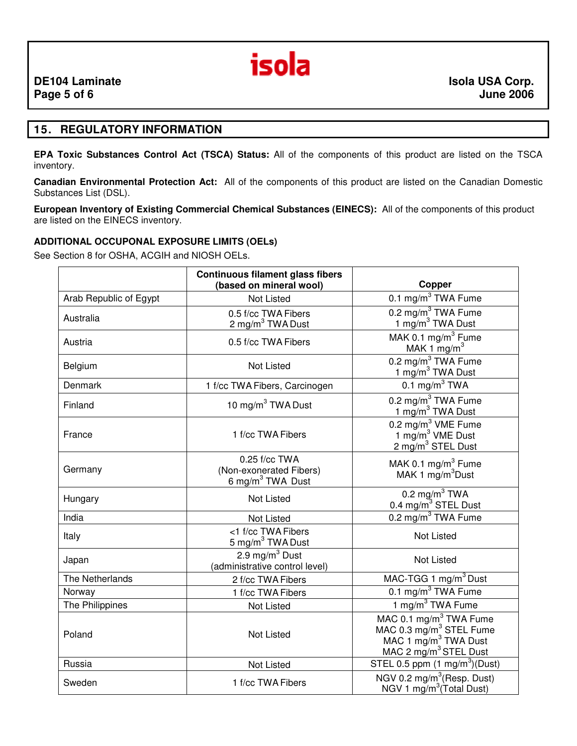## 15. REGULATORY INFORMATION

**EPA Toxic Substances Control Act (TSCA) Status:** All of the components of this product are listed on the TSCA inventory.

**Canadian Environmental Protection Act:** All of the components of this product are listed on the Canadian Domestic Substances List (DSL).

**European Inventory of Existing Commercial Chemical Substances (EINECS):** All of the components of this product are listed on the EINECS inventory.

### ADDITIONAL OCCUPONAL EXPOSURE LIMITS (OELs)

See Section 8 for OSHA, ACGIH and NIOSH OELs.

| | Continuous filament glass fibers (based on mineral wool) | Copper |
|---|---|---|
| Arab Republic of Egypt | Not Listed | 0.1 mg/m$^3$ TWA Fume |
| Australia | 0.5 f/cc TWA Fibers<br>2 mg/m$^3$ TWA Dust | 0.2 mg/m$^3$ TWA Fume<br>1 mg/m$^3$ TWA Dust |
| Austria | 0.5 f/cc TWA Fibers | MAK 0.1 mg/m$^3$ Fume<br>MAK 1 mg/m$^3$ |
| Belgium | Not Listed | 0.2 mg/m$^3$ TWA Fume<br>1 mg/m$^3$ TWA Dust |
| Denmark | 1 f/cc TWA Fibers, Carcinogen | 0.1 mg/m$^3$ TWA |
| Finland | 10 mg/m$^3$ TWA Dust | 0.2 mg/m$^3$ TWA Fume<br>1 mg/m$^3$ TWA Dust |
| France | 1 f/cc TWA Fibers | 0.2 mg/m$^3$ VME Fume<br>1 mg/m$^3$ VME Dust<br>2 mg/m$^3$ STEL Dust |
| Germany | 0.25 f/cc TWA<br>(Non-exonerated Fibers)<br>6 mg/m$^3$ TWA Dust | MAK 0.1 mg/m$^3$ Fume<br>MAK 1 mg/m$^3$Dust |
| Hungary | Not Listed | 0.2 mg/m$^3$ TWA<br>0.4 mg/m$^3$ STEL Dust |
| India | Not Listed | 0.2 mg/m$^3$ TWA Fume |
| Italy | <1 f/cc TWA Fibers<br>5 mg/m$^3$ TWA Dust | Not Listed |
| Japan | 2.9 mg/m$^3$ Dust<br>(administrative control level) | Not Listed |
| The Netherlands | 2 f/cc TWA Fibers | MAC-TGG 1 mg/m$^3$ Dust |
| Norway | 1 f/cc TWA Fibers | 0.1 mg/m$^3$ TWA Fume |
| The Philippines | Not Listed | 1 mg/m$^3$ TWA Fume |
| Poland | Not Listed | MAC 0.1 mg/m$^3$ TWA Fume<br>MAC 0.3 mg/m$^3$ STEL Fume<br>MAC 1 mg/m$^3$ TWA Dust<br>MAC 2 mg/m$^3$ STEL Dust |
| Russia | Not Listed | STEL 0.5 ppm (1 mg/m$^3$)(Dust) |
| Sweden | 1 f/cc TWA Fibers | NGV 0.2 mg/m$^3$(Resp. Dust)<br>NGV 1 mg/m$^3$(Total Dust) |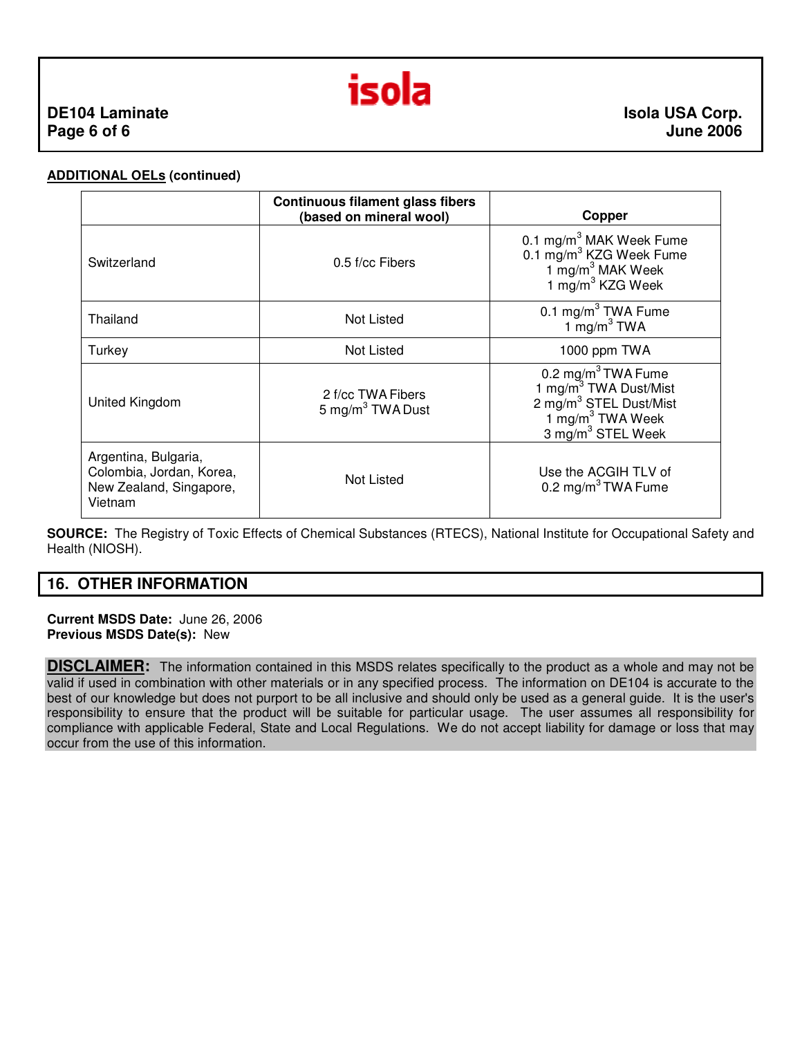**ADDITIONAL OELs (continued)**

| | Continuous filament glass fibers (based on mineral wool) | Copper |
|---|---|---|
| Switzerland | 0.5 f/cc Fibers | 0.1 mg/m$^3$ MAK Week Fume<br>0.1 mg/m$^3$ KZG Week Fume<br>1 mg/m$^3$ MAK Week<br>1 mg/m$^3$ KZG Week |
| Thailand | Not Listed | 0.1 mg/m$^3$ TWA Fume<br>1 mg/m$^3$ TWA |
| Turkey | Not Listed | 1000 ppm TWA |
| United Kingdom | 2 f/cc TWA Fibers<br>5 mg/m$^3$ TWA Dust | 0.2 mg/m$^3$ TWA Fume<br>1 mg/m$^3$ TWA Dust/Mist<br>2 mg/m$^3$ STEL Dust/Mist<br>1 mg/m$^3$ TWA Week<br>3 mg/m$^3$ STEL Week |
| Argentina, Bulgaria, Colombia, Jordan, Korea, New Zealand, Singapore, Vietnam | Not Listed | Use the ACGIH TLV of 0.2 mg/m$^3$ TWA Fume |

**SOURCE:** The Registry of Toxic Effects of Chemical Substances (RTECS), National Institute for Occupational Safety and Health (NIOSH).

## 16. OTHER INFORMATION

**Current MSDS Date:** June 26, 2006
**Previous MSDS Date(s):** New

**DISCLAIMER:** The information contained in this MSDS relates specifically to the product as a whole and may not be valid if used in combination with other materials or in any specified process. The information on DE104 is accurate to the best of our knowledge but does not purport to be all inclusive and should only be used as a general guide. It is the user's responsibility to ensure that the product will be suitable for particular usage. The user assumes all responsibility for compliance with applicable Federal, State and Local Regulations. We do not accept liability for damage or loss that may occur from the use of this information.